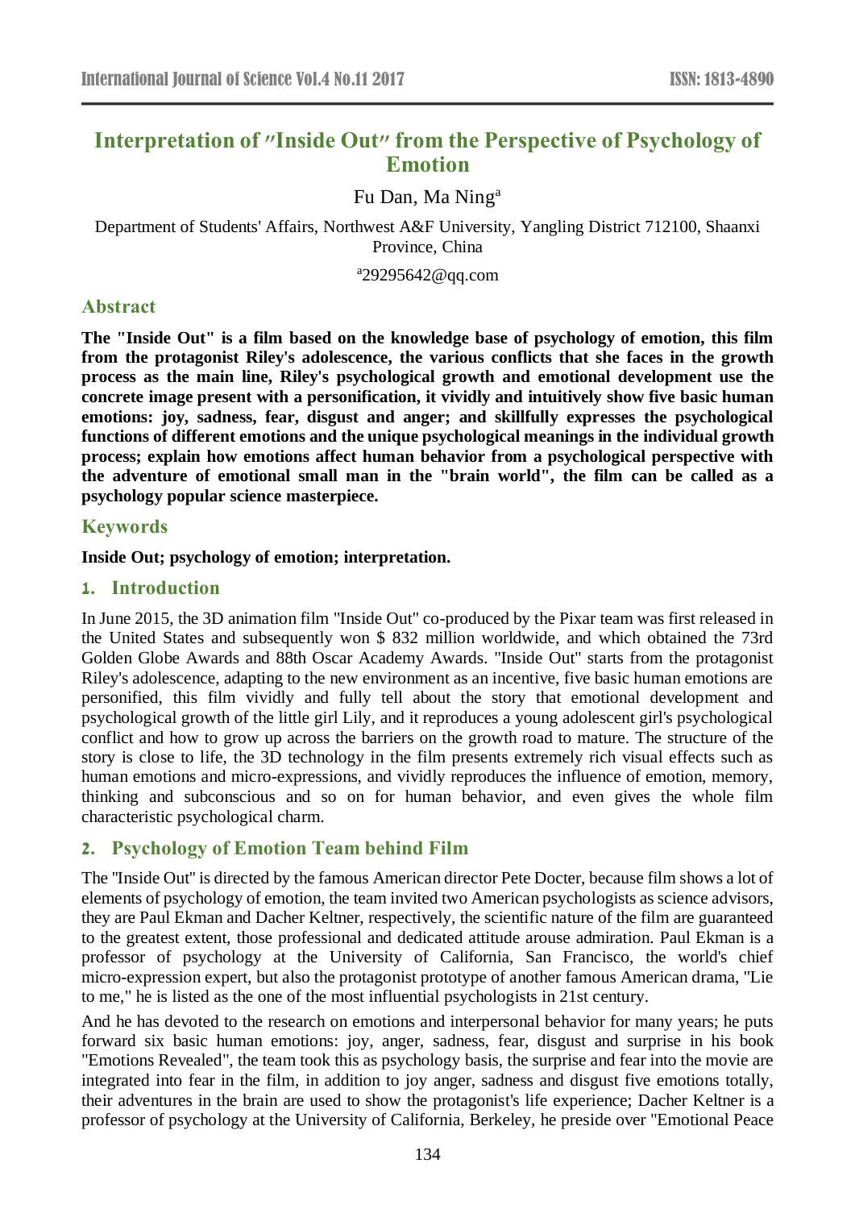# Interpretation of "Inside Out" from the Perspective of Psychology of Emotion

Fu Dan, Ma Ning[a]

Department of Students' Affairs, Northwest A&F University, Yangling District 712100, Shaanxi Province, China

[a]29295642@qq.com

## Abstract

**The "Inside Out" is a film based on the knowledge base of psychology of emotion, this film from the protagonist Riley's adolescence, the various conflicts that she faces in the growth process as the main line, Riley's psychological growth and emotional development use the concrete image present with a personification, it vividly and intuitively show five basic human emotions: joy, sadness, fear, disgust and anger; and skillfully expresses the psychological functions of different emotions and the unique psychological meanings in the individual growth process; explain how emotions affect human behavior from a psychological perspective with the adventure of emotional small man in the "brain world", the film can be called as a psychology popular science masterpiece.**

## Keywords

**Inside Out; psychology of emotion; interpretation.**

## 1. Introduction

In June 2015, the 3D animation film "Inside Out" co-produced by the Pixar team was first released in the United States and subsequently won $ 832 million worldwide, and which obtained the 73rd Golden Globe Awards and 88th Oscar Academy Awards. "Inside Out" starts from the protagonist Riley's adolescence, adapting to the new environment as an incentive, five basic human emotions are personified, this film vividly and fully tell about the story that emotional development and psychological growth of the little girl Lily, and it reproduces a young adolescent girl's psychological conflict and how to grow up across the barriers on the growth road to mature. The structure of the story is close to life, the 3D technology in the film presents extremely rich visual effects such as human emotions and micro-expressions, and vividly reproduces the influence of emotion, memory, thinking and subconscious and so on for human behavior, and even gives the whole film characteristic psychological charm.

## 2. Psychology of Emotion Team behind Film

The "Inside Out" is directed by the famous American director Pete Docter, because film shows a lot of elements of psychology of emotion, the team invited two American psychologists as science advisors, they are Paul Ekman and Dacher Keltner, respectively, the scientific nature of the film are guaranteed to the greatest extent, those professional and dedicated attitude arouse admiration. Paul Ekman is a professor of psychology at the University of California, San Francisco, the world's chief micro-expression expert, but also the protagonist prototype of another famous American drama, "Lie to me," he is listed as the one of the most influential psychologists in 21st century.

And he has devoted to the research on emotions and interpersonal behavior for many years; he puts forward six basic human emotions: joy, anger, sadness, fear, disgust and surprise in his book "Emotions Revealed", the team took this as psychology basis, the surprise and fear into the movie are integrated into fear in the film, in addition to joy anger, sadness and disgust five emotions totally, their adventures in the brain are used to show the protagonist's life experience; Dacher Keltner is a professor of psychology at the University of California, Berkeley, he preside over "Emotional Peace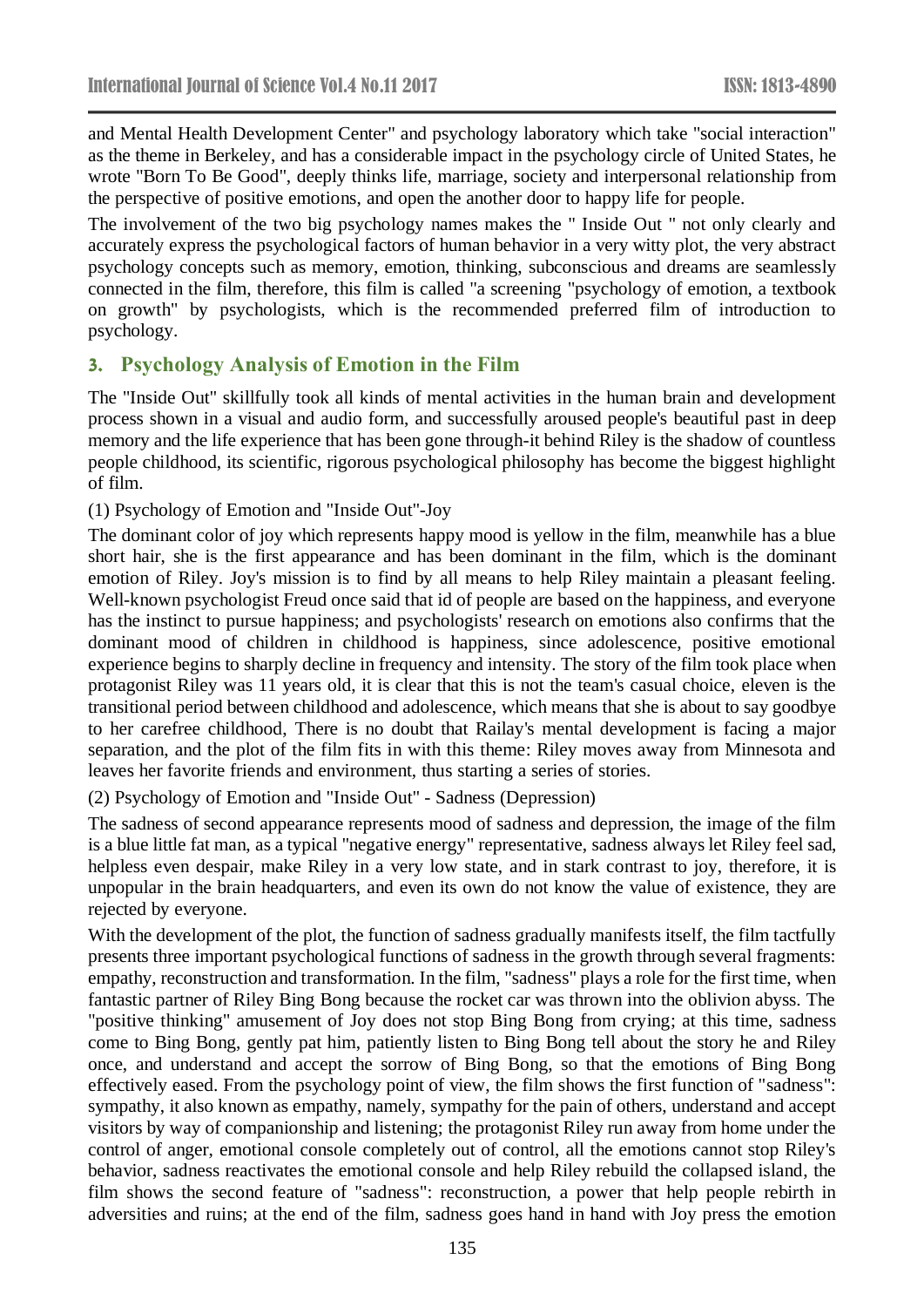and Mental Health Development Center" and psychology laboratory which take "social interaction" as the theme in Berkeley, and has a considerable impact in the psychology circle of United States, he wrote "Born To Be Good", deeply thinks life, marriage, society and interpersonal relationship from the perspective of positive emotions, and open the another door to happy life for people.

The involvement of the two big psychology names makes the " Inside Out " not only clearly and accurately express the psychological factors of human behavior in a very witty plot, the very abstract psychology concepts such as memory, emotion, thinking, subconscious and dreams are seamlessly connected in the film, therefore, this film is called "a screening "psychology of emotion, a textbook on growth" by psychologists, which is the recommended preferred film of introduction to psychology.

## 3. Psychology Analysis of Emotion in the Film

The "Inside Out" skillfully took all kinds of mental activities in the human brain and development process shown in a visual and audio form, and successfully aroused people's beautiful past in deep memory and the life experience that has been gone through-it behind Riley is the shadow of countless people childhood, its scientific, rigorous psychological philosophy has become the biggest highlight of film.

(1) Psychology of Emotion and "Inside Out"-Joy

The dominant color of joy which represents happy mood is yellow in the film, meanwhile has a blue short hair, she is the first appearance and has been dominant in the film, which is the dominant emotion of Riley. Joy's mission is to find by all means to help Riley maintain a pleasant feeling. Well-known psychologist Freud once said that id of people are based on the happiness, and everyone has the instinct to pursue happiness; and psychologists' research on emotions also confirms that the dominant mood of children in childhood is happiness, since adolescence, positive emotional experience begins to sharply decline in frequency and intensity. The story of the film took place when protagonist Riley was 11 years old, it is clear that this is not the team's casual choice, eleven is the transitional period between childhood and adolescence, which means that she is about to say goodbye to her carefree childhood, There is no doubt that Railay's mental development is facing a major separation, and the plot of the film fits in with this theme: Riley moves away from Minnesota and leaves her favorite friends and environment, thus starting a series of stories.

(2) Psychology of Emotion and "Inside Out" - Sadness (Depression)

The sadness of second appearance represents mood of sadness and depression, the image of the film is a blue little fat man, as a typical "negative energy" representative, sadness always let Riley feel sad, helpless even despair, make Riley in a very low state, and in stark contrast to joy, therefore, it is unpopular in the brain headquarters, and even its own do not know the value of existence, they are rejected by everyone.

With the development of the plot, the function of sadness gradually manifests itself, the film tactfully presents three important psychological functions of sadness in the growth through several fragments: empathy, reconstruction and transformation. In the film, "sadness" plays a role for the first time, when fantastic partner of Riley Bing Bong because the rocket car was thrown into the oblivion abyss. The "positive thinking" amusement of Joy does not stop Bing Bong from crying; at this time, sadness come to Bing Bong, gently pat him, patiently listen to Bing Bong tell about the story he and Riley once, and understand and accept the sorrow of Bing Bong, so that the emotions of Bing Bong effectively eased. From the psychology point of view, the film shows the first function of "sadness": sympathy, it also known as empathy, namely, sympathy for the pain of others, understand and accept visitors by way of companionship and listening; the protagonist Riley run away from home under the control of anger, emotional console completely out of control, all the emotions cannot stop Riley's behavior, sadness reactivates the emotional console and help Riley rebuild the collapsed island, the film shows the second feature of "sadness": reconstruction, a power that help people rebirth in adversities and ruins; at the end of the film, sadness goes hand in hand with Joy press the emotion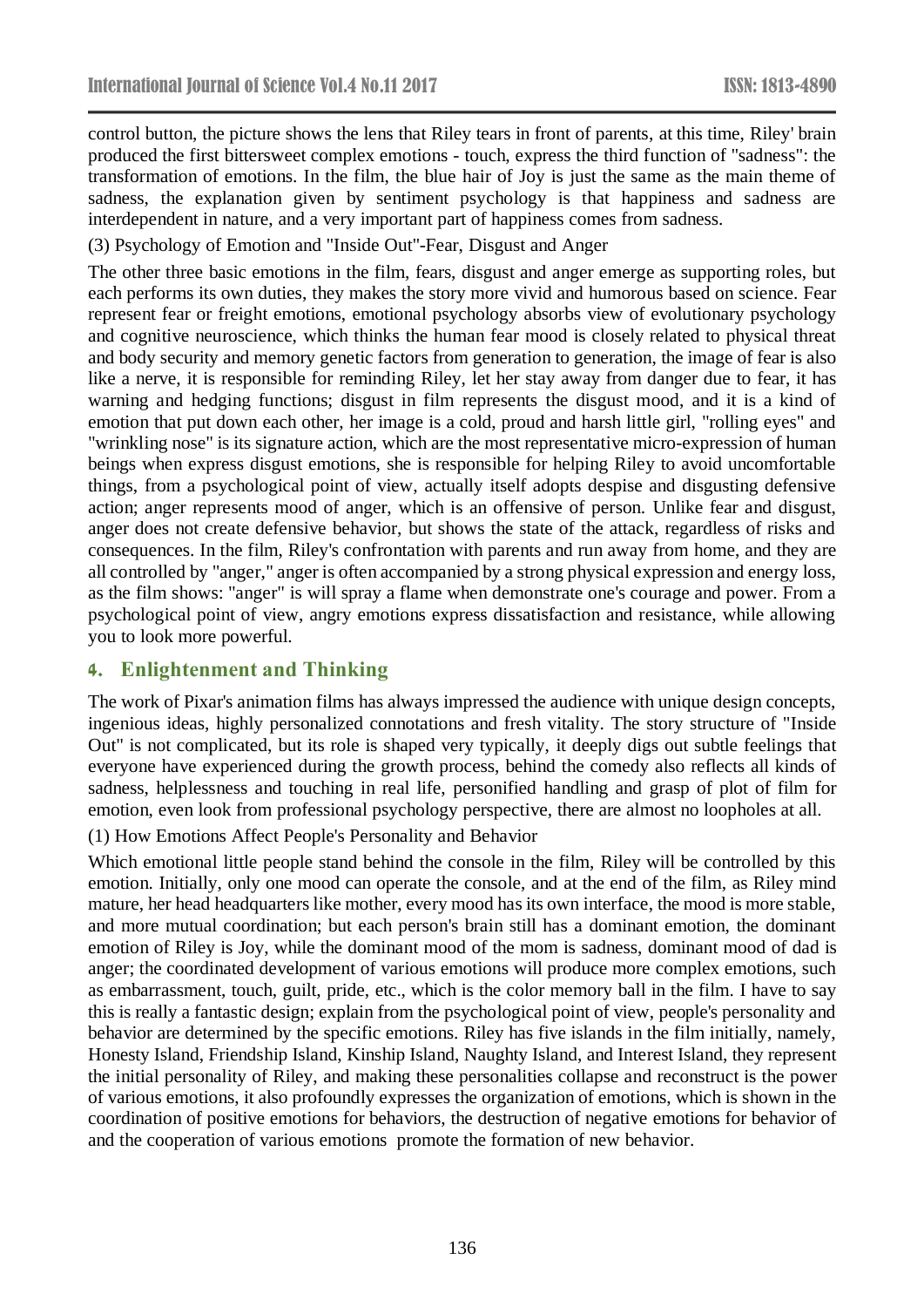control button, the picture shows the lens that Riley tears in front of parents, at this time, Riley' brain produced the first bittersweet complex emotions - touch, express the third function of "sadness": the transformation of emotions. In the film, the blue hair of Joy is just the same as the main theme of sadness, the explanation given by sentiment psychology is that happiness and sadness are interdependent in nature, and a very important part of happiness comes from sadness.

(3) Psychology of Emotion and "Inside Out"-Fear, Disgust and Anger

The other three basic emotions in the film, fears, disgust and anger emerge as supporting roles, but each performs its own duties, they makes the story more vivid and humorous based on science. Fear represent fear or freight emotions, emotional psychology absorbs view of evolutionary psychology and cognitive neuroscience, which thinks the human fear mood is closely related to physical threat and body security and memory genetic factors from generation to generation, the image of fear is also like a nerve, it is responsible for reminding Riley, let her stay away from danger due to fear, it has warning and hedging functions; disgust in film represents the disgust mood, and it is a kind of emotion that put down each other, her image is a cold, proud and harsh little girl, "rolling eyes" and "wrinkling nose" is its signature action, which are the most representative micro-expression of human beings when express disgust emotions, she is responsible for helping Riley to avoid uncomfortable things, from a psychological point of view, actually itself adopts despise and disgusting defensive action; anger represents mood of anger, which is an offensive of person. Unlike fear and disgust, anger does not create defensive behavior, but shows the state of the attack, regardless of risks and consequences. In the film, Riley's confrontation with parents and run away from home, and they are all controlled by "anger," anger is often accompanied by a strong physical expression and energy loss, as the film shows: "anger" is will spray a flame when demonstrate one's courage and power. From a psychological point of view, angry emotions express dissatisfaction and resistance, while allowing you to look more powerful.

## 4. Enlightenment and Thinking

The work of Pixar's animation films has always impressed the audience with unique design concepts, ingenious ideas, highly personalized connotations and fresh vitality. The story structure of "Inside Out" is not complicated, but its role is shaped very typically, it deeply digs out subtle feelings that everyone have experienced during the growth process, behind the comedy also reflects all kinds of sadness, helplessness and touching in real life, personified handling and grasp of plot of film for emotion, even look from professional psychology perspective, there are almost no loopholes at all.

(1) How Emotions Affect People's Personality and Behavior

Which emotional little people stand behind the console in the film, Riley will be controlled by this emotion. Initially, only one mood can operate the console, and at the end of the film, as Riley mind mature, her head headquarters like mother, every mood has its own interface, the mood is more stable, and more mutual coordination; but each person's brain still has a dominant emotion, the dominant emotion of Riley is Joy, while the dominant mood of the mom is sadness, dominant mood of dad is anger; the coordinated development of various emotions will produce more complex emotions, such as embarrassment, touch, guilt, pride, etc., which is the color memory ball in the film. I have to say this is really a fantastic design; explain from the psychological point of view, people's personality and behavior are determined by the specific emotions. Riley has five islands in the film initially, namely, Honesty Island, Friendship Island, Kinship Island, Naughty Island, and Interest Island, they represent the initial personality of Riley, and making these personalities collapse and reconstruct is the power of various emotions, it also profoundly expresses the organization of emotions, which is shown in the coordination of positive emotions for behaviors, the destruction of negative emotions for behavior of and the cooperation of various emotions promote the formation of new behavior.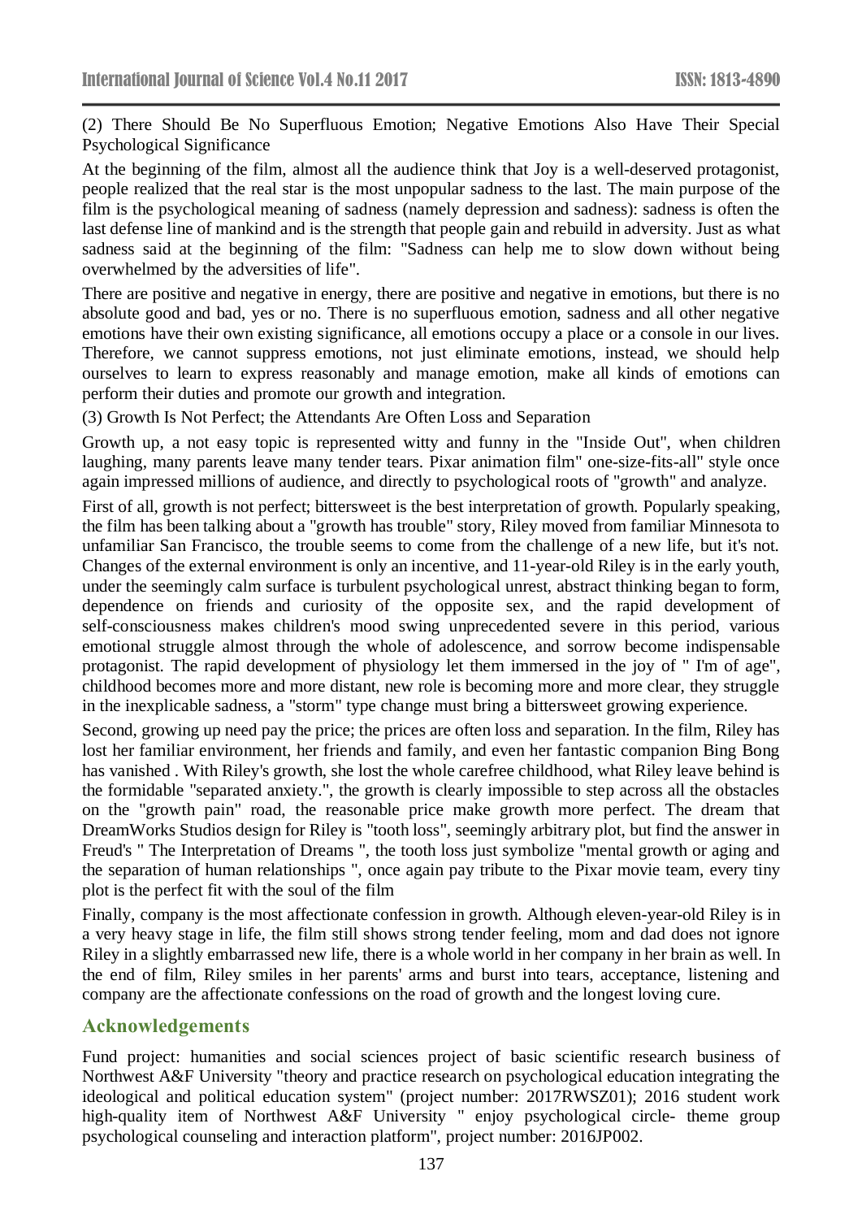(2) There Should Be No Superfluous Emotion; Negative Emotions Also Have Their Special Psychological Significance

At the beginning of the film, almost all the audience think that Joy is a well-deserved protagonist, people realized that the real star is the most unpopular sadness to the last. The main purpose of the film is the psychological meaning of sadness (namely depression and sadness): sadness is often the last defense line of mankind and is the strength that people gain and rebuild in adversity. Just as what sadness said at the beginning of the film: "Sadness can help me to slow down without being overwhelmed by the adversities of life".

There are positive and negative in energy, there are positive and negative in emotions, but there is no absolute good and bad, yes or no. There is no superfluous emotion, sadness and all other negative emotions have their own existing significance, all emotions occupy a place or a console in our lives. Therefore, we cannot suppress emotions, not just eliminate emotions, instead, we should help ourselves to learn to express reasonably and manage emotion, make all kinds of emotions can perform their duties and promote our growth and integration.

(3) Growth Is Not Perfect; the Attendants Are Often Loss and Separation

Growth up, a not easy topic is represented witty and funny in the "Inside Out", when children laughing, many parents leave many tender tears. Pixar animation film" one-size-fits-all" style once again impressed millions of audience, and directly to psychological roots of "growth" and analyze.

First of all, growth is not perfect; bittersweet is the best interpretation of growth. Popularly speaking, the film has been talking about a "growth has trouble" story, Riley moved from familiar Minnesota to unfamiliar San Francisco, the trouble seems to come from the challenge of a new life, but it's not. Changes of the external environment is only an incentive, and 11-year-old Riley is in the early youth, under the seemingly calm surface is turbulent psychological unrest, abstract thinking began to form, dependence on friends and curiosity of the opposite sex, and the rapid development of self-consciousness makes children's mood swing unprecedented severe in this period, various emotional struggle almost through the whole of adolescence, and sorrow become indispensable protagonist. The rapid development of physiology let them immersed in the joy of " I'm of age", childhood becomes more and more distant, new role is becoming more and more clear, they struggle in the inexplicable sadness, a "storm" type change must bring a bittersweet growing experience.

Second, growing up need pay the price; the prices are often loss and separation. In the film, Riley has lost her familiar environment, her friends and family, and even her fantastic companion Bing Bong has vanished . With Riley's growth, she lost the whole carefree childhood, what Riley leave behind is the formidable "separated anxiety.", the growth is clearly impossible to step across all the obstacles on the "growth pain" road, the reasonable price make growth more perfect. The dream that DreamWorks Studios design for Riley is "tooth loss", seemingly arbitrary plot, but find the answer in Freud's " The Interpretation of Dreams ", the tooth loss just symbolize "mental growth or aging and the separation of human relationships ", once again pay tribute to the Pixar movie team, every tiny plot is the perfect fit with the soul of the film

Finally, company is the most affectionate confession in growth. Although eleven-year-old Riley is in a very heavy stage in life, the film still shows strong tender feeling, mom and dad does not ignore Riley in a slightly embarrassed new life, there is a whole world in her company in her brain as well. In the end of film, Riley smiles in her parents' arms and burst into tears, acceptance, listening and company are the affectionate confessions on the road of growth and the longest loving cure.

## Acknowledgements

Fund project: humanities and social sciences project of basic scientific research business of Northwest A&F University "theory and practice research on psychological education integrating the ideological and political education system" (project number: 2017RWSZ01); 2016 student work high-quality item of Northwest A&F University " enjoy psychological circle- theme group psychological counseling and interaction platform", project number: 2016JP002.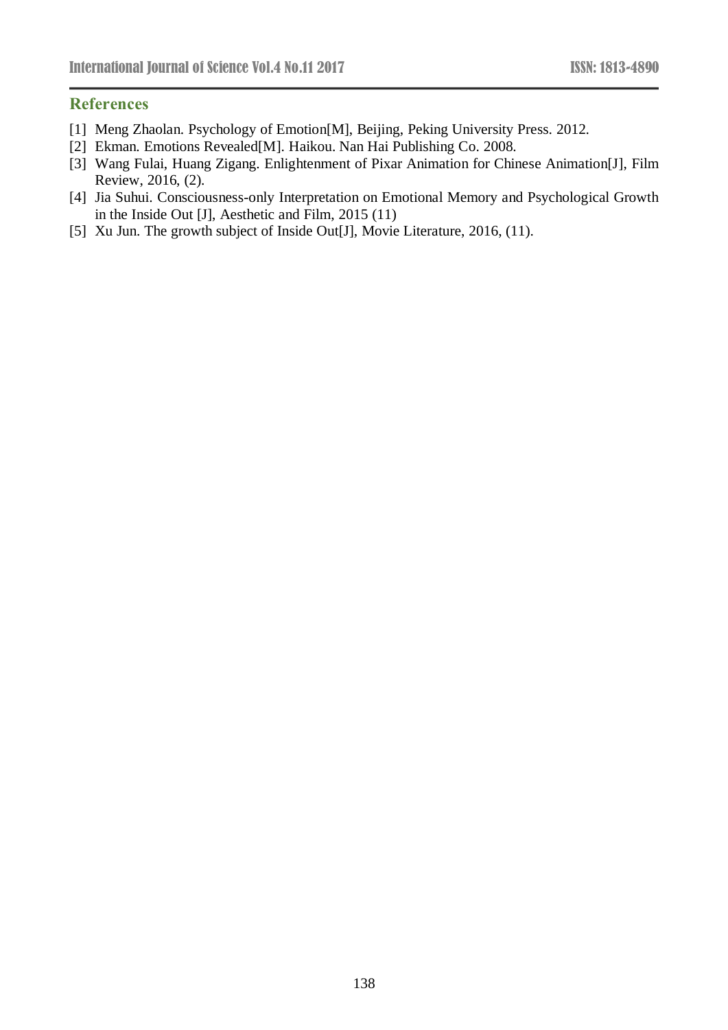## References

[1] Meng Zhaolan. Psychology of Emotion[M], Beijing, Peking University Press. 2012.

[2] Ekman. Emotions Revealed[M]. Haikou. Nan Hai Publishing Co. 2008.

[3] Wang Fulai, Huang Zigang. Enlightenment of Pixar Animation for Chinese Animation[J], Film Review, 2016, (2).

[4] Jia Suhui. Consciousness-only Interpretation on Emotional Memory and Psychological Growth in the Inside Out [J], Aesthetic and Film, 2015 (11)

[5] Xu Jun. The growth subject of Inside Out[J], Movie Literature, 2016, (11).